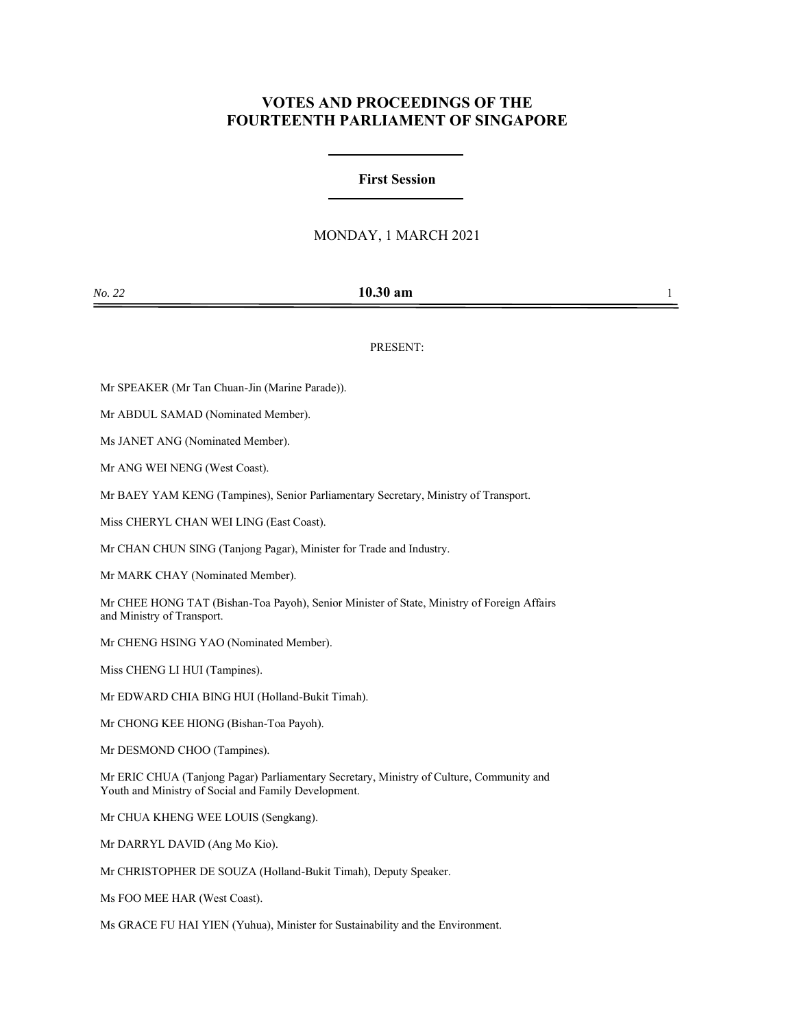# VOTES AND PROCEEDINGS OF THE FOURTEENTH PARLIAMENT OF SINGAPORE

## First Session

MONDAY, 1 MARCH 2021

*No. 22* **10.30 am**

PRESENT:

Mr SPEAKER (Mr Tan Chuan-Jin (Marine Parade)).

Mr ABDUL SAMAD (Nominated Member).

Ms JANET ANG (Nominated Member).

Mr ANG WEI NENG (West Coast).

Mr BAEY YAM KENG (Tampines), Senior Parliamentary Secretary, Ministry of Transport.

Miss CHERYL CHAN WEI LING (East Coast).

Mr CHAN CHUN SING (Tanjong Pagar), Minister for Trade and Industry.

Mr MARK CHAY (Nominated Member).

Mr CHEE HONG TAT (Bishan-Toa Payoh), Senior Minister of State, Ministry of Foreign Affairs and Ministry of Transport.

Mr CHENG HSING YAO (Nominated Member).

Miss CHENG LI HUI (Tampines).

Mr EDWARD CHIA BING HUI (Holland-Bukit Timah).

Mr CHONG KEE HIONG (Bishan-Toa Payoh).

Mr DESMOND CHOO (Tampines).

Mr ERIC CHUA (Tanjong Pagar) Parliamentary Secretary, Ministry of Culture, Community and Youth and Ministry of Social and Family Development.

Mr CHUA KHENG WEE LOUIS (Sengkang).

Mr DARRYL DAVID (Ang Mo Kio).

Mr CHRISTOPHER DE SOUZA (Holland-Bukit Timah), Deputy Speaker.

Ms FOO MEE HAR (West Coast).

Ms GRACE FU HAI YIEN (Yuhua), Minister for Sustainability and the Environment.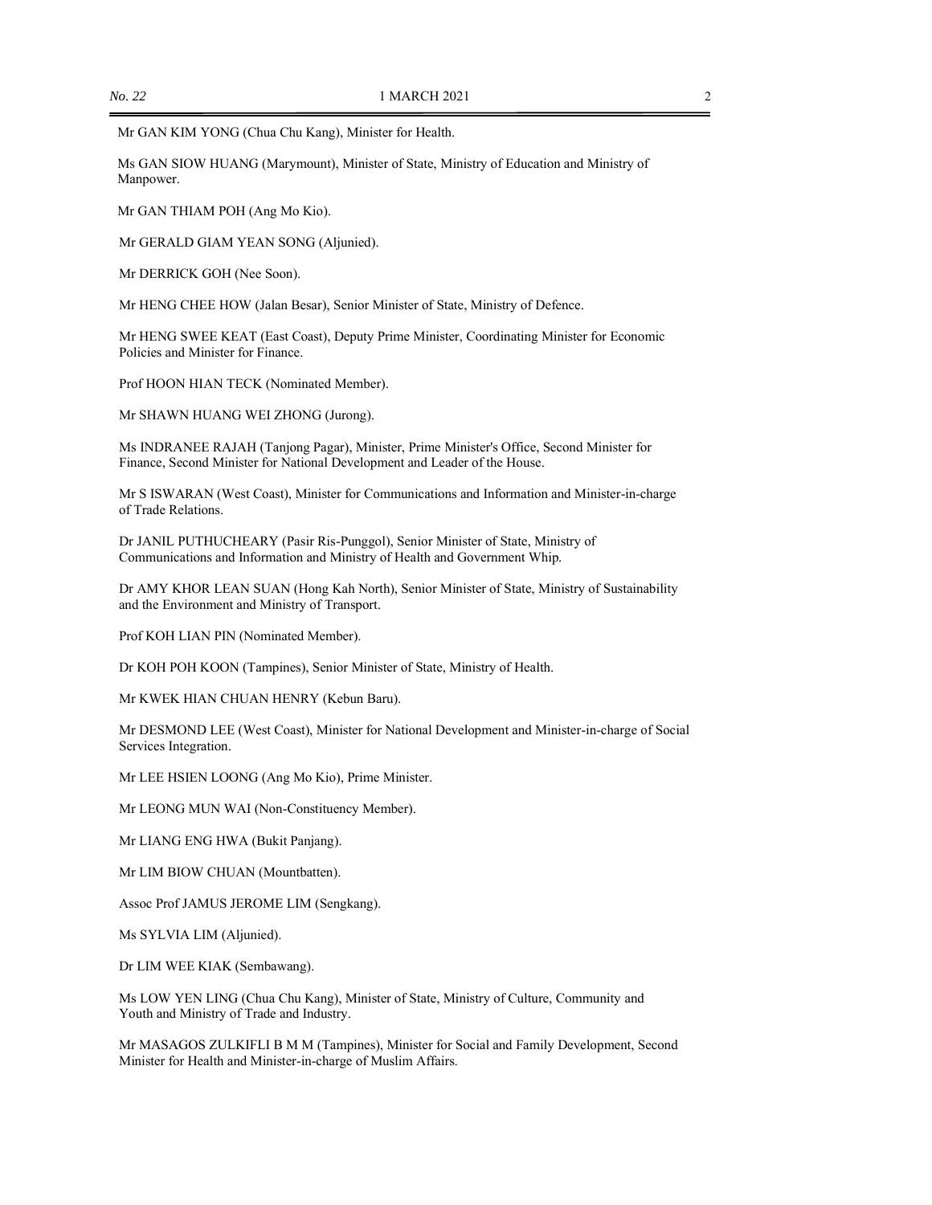Mr GAN KIM YONG (Chua Chu Kang), Minister for Health.

Ms GAN SIOW HUANG (Marymount), Minister of State, Ministry of Education and Ministry of Manpower.

Mr GAN THIAM POH (Ang Mo Kio).

Mr GERALD GIAM YEAN SONG (Aljunied).

Mr DERRICK GOH (Nee Soon).

Mr HENG CHEE HOW (Jalan Besar), Senior Minister of State, Ministry of Defence.

Mr HENG SWEE KEAT (East Coast), Deputy Prime Minister, Coordinating Minister for Economic Policies and Minister for Finance.

Prof HOON HIAN TECK (Nominated Member).

Mr SHAWN HUANG WEI ZHONG (Jurong).

Ms INDRANEE RAJAH (Tanjong Pagar), Minister, Prime Minister's Office, Second Minister for Finance, Second Minister for National Development and Leader of the House.

Mr S ISWARAN (West Coast), Minister for Communications and Information and Minister-in-charge of Trade Relations.

Dr JANIL PUTHUCHEARY (Pasir Ris-Punggol), Senior Minister of State, Ministry of Communications and Information and Ministry of Health and Government Whip.

Dr AMY KHOR LEAN SUAN (Hong Kah North), Senior Minister of State, Ministry of Sustainability and the Environment and Ministry of Transport.

Prof KOH LIAN PIN (Nominated Member).

Dr KOH POH KOON (Tampines), Senior Minister of State, Ministry of Health.

Mr KWEK HIAN CHUAN HENRY (Kebun Baru).

Mr DESMOND LEE (West Coast), Minister for National Development and Minister-in-charge of Social Services Integration.

Mr LEE HSIEN LOONG (Ang Mo Kio), Prime Minister.

Mr LEONG MUN WAI (Non-Constituency Member).

Mr LIANG ENG HWA (Bukit Panjang).

Mr LIM BIOW CHUAN (Mountbatten).

Assoc Prof JAMUS JEROME LIM (Sengkang).

Ms SYLVIA LIM (Aljunied).

Dr LIM WEE KIAK (Sembawang).

Ms LOW YEN LING (Chua Chu Kang), Minister of State, Ministry of Culture, Community and Youth and Ministry of Trade and Industry.

Mr MASAGOS ZULKIFLI B M M (Tampines), Minister for Social and Family Development, Second Minister for Health and Minister-in-charge of Muslim Affairs.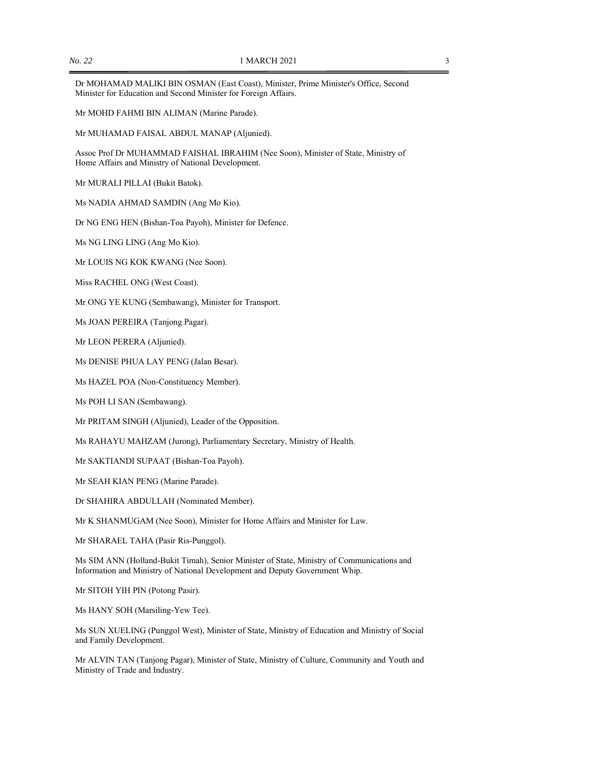Dr MOHAMAD MALIKI BIN OSMAN (East Coast), Minister, Prime Minister's Office, Second Minister for Education and Second Minister for Foreign Affairs.

Mr MOHD FAHMI BIN ALIMAN (Marine Parade).

Mr MUHAMAD FAISAL ABDUL MANAP (Aljunied).

Assoc Prof Dr MUHAMMAD FAISHAL IBRAHIM (Nee Soon), Minister of State, Ministry of Home Affairs and Ministry of National Development.

Mr MURALI PILLAI (Bukit Batok).

Ms NADIA AHMAD SAMDIN (Ang Mo Kio).

Dr NG ENG HEN (Bishan-Toa Payoh), Minister for Defence.

Ms NG LING LING (Ang Mo Kio).

Mr LOUIS NG KOK KWANG (Nee Soon).

Miss RACHEL ONG (West Coast).

Mr ONG YE KUNG (Sembawang), Minister for Transport.

Ms JOAN PEREIRA (Tanjong Pagar).

Mr LEON PERERA (Aljunied).

Ms DENISE PHUA LAY PENG (Jalan Besar).

Ms HAZEL POA (Non-Constituency Member).

Ms POH LI SAN (Sembawang).

Mr PRITAM SINGH (Aljunied), Leader of the Opposition.

Ms RAHAYU MAHZAM (Jurong), Parliamentary Secretary, Ministry of Health.

Mr SAKTIANDI SUPAAT (Bishan-Toa Payoh).

Mr SEAH KIAN PENG (Marine Parade).

Dr SHAHIRA ABDULLAH (Nominated Member).

Mr K SHANMUGAM (Nee Soon), Minister for Home Affairs and Minister for Law.

Mr SHARAEL TAHA (Pasir Ris-Punggol).

Ms SIM ANN (Holland-Bukit Timah), Senior Minister of State, Ministry of Communications and Information and Ministry of National Development and Deputy Government Whip.

Mr SITOH YIH PIN (Potong Pasir).

Ms HANY SOH (Marsiling-Yew Tee).

Ms SUN XUELING (Punggol West), Minister of State, Ministry of Education and Ministry of Social and Family Development.

Mr ALVIN TAN (Tanjong Pagar), Minister of State, Ministry of Culture, Community and Youth and Ministry of Trade and Industry.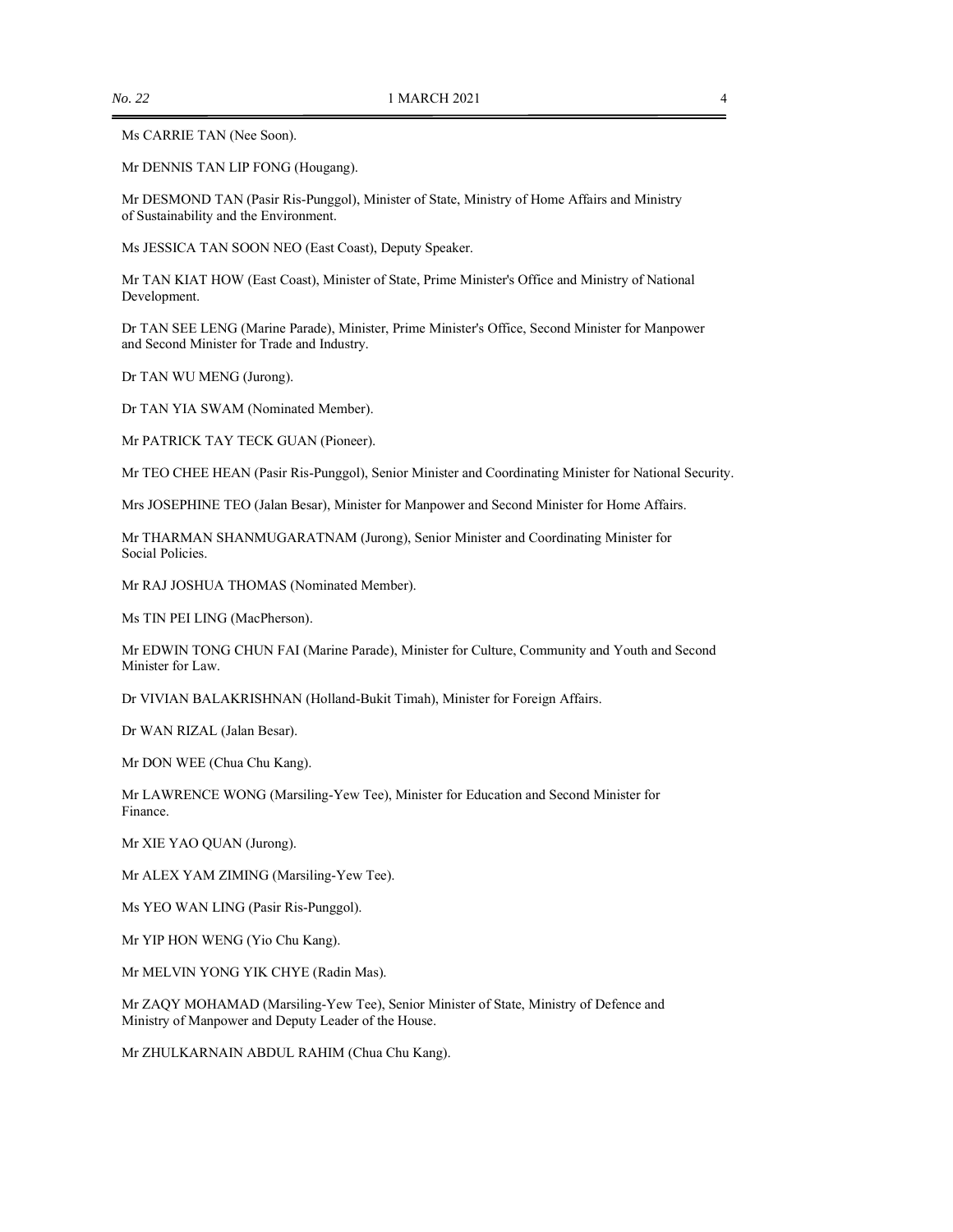Ms CARRIE TAN (Nee Soon).

Mr DENNIS TAN LIP FONG (Hougang).

Mr DESMOND TAN (Pasir Ris-Punggol), Minister of State, Ministry of Home Affairs and Ministry of Sustainability and the Environment.

Ms JESSICA TAN SOON NEO (East Coast), Deputy Speaker.

Mr TAN KIAT HOW (East Coast), Minister of State, Prime Minister's Office and Ministry of National Development.

Dr TAN SEE LENG (Marine Parade), Minister, Prime Minister's Office, Second Minister for Manpower and Second Minister for Trade and Industry.

Dr TAN WU MENG (Jurong).

Dr TAN YIA SWAM (Nominated Member).

Mr PATRICK TAY TECK GUAN (Pioneer).

Mr TEO CHEE HEAN (Pasir Ris-Punggol), Senior Minister and Coordinating Minister for National Security.

Mrs JOSEPHINE TEO (Jalan Besar), Minister for Manpower and Second Minister for Home Affairs.

Mr THARMAN SHANMUGARATNAM (Jurong), Senior Minister and Coordinating Minister for Social Policies.

Mr RAJ JOSHUA THOMAS (Nominated Member).

Ms TIN PEI LING (MacPherson).

Mr EDWIN TONG CHUN FAI (Marine Parade), Minister for Culture, Community and Youth and Second Minister for Law.

Dr VIVIAN BALAKRISHNAN (Holland-Bukit Timah), Minister for Foreign Affairs.

Dr WAN RIZAL (Jalan Besar).

Mr DON WEE (Chua Chu Kang).

Mr LAWRENCE WONG (Marsiling-Yew Tee), Minister for Education and Second Minister for Finance.

Mr XIE YAO QUAN (Jurong).

Mr ALEX YAM ZIMING (Marsiling-Yew Tee).

Ms YEO WAN LING (Pasir Ris-Punggol).

Mr YIP HON WENG (Yio Chu Kang).

Mr MELVIN YONG YIK CHYE (Radin Mas).

Mr ZAQY MOHAMAD (Marsiling-Yew Tee), Senior Minister of State, Ministry of Defence and Ministry of Manpower and Deputy Leader of the House.

Mr ZHULKARNAIN ABDUL RAHIM (Chua Chu Kang).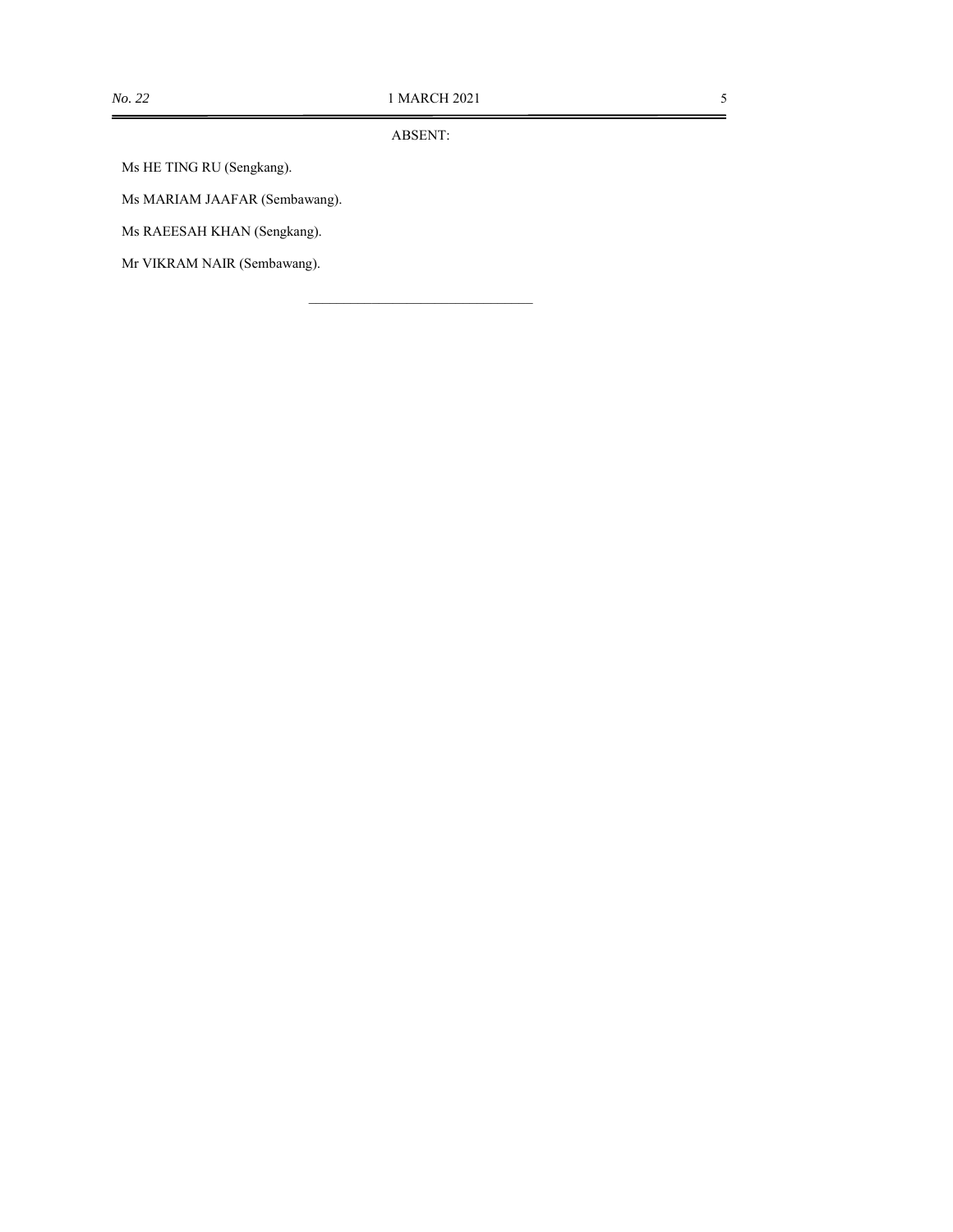ABSENT:

Ms HE TING RU (Sengkang).

Ms MARIAM JAAFAR (Sembawang).

Ms RAEESAH KHAN (Sengkang).

Mr VIKRAM NAIR (Sembawang).

---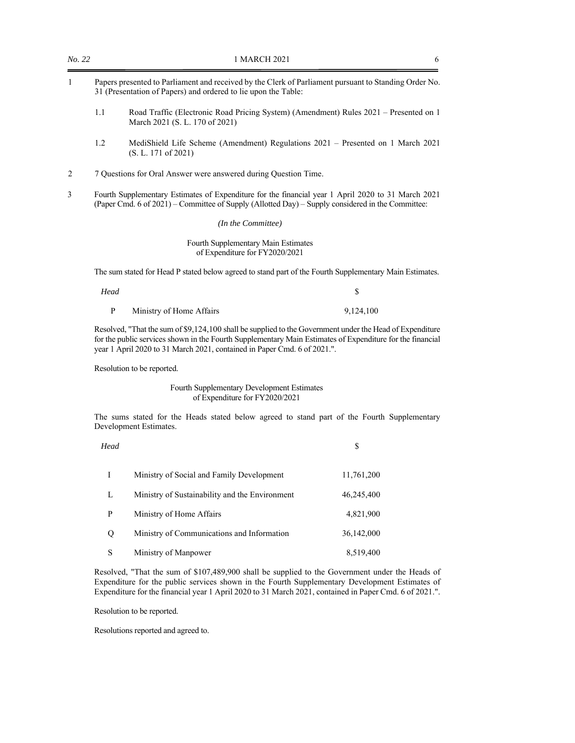1 Papers presented to Parliament and received by the Clerk of Parliament pursuant to Standing Order No. 31 (Presentation of Papers) and ordered to lie upon the Table:

   1.1 Road Traffic (Electronic Road Pricing System) (Amendment) Rules 2021 – Presented on 1 March 2021 (S. L. 170 of 2021)

   1.2 MediShield Life Scheme (Amendment) Regulations 2021 – Presented on 1 March 2021 (S. L. 171 of 2021)

2 7 Questions for Oral Answer were answered during Question Time.

3 Fourth Supplementary Estimates of Expenditure for the financial year 1 April 2020 to 31 March 2021 (Paper Cmd. 6 of 2021) – Committee of Supply (Allotted Day) – Supply considered in the Committee:

*(In the Committee)*

Fourth Supplementary Main Estimates of Expenditure for FY2020/2021

The sum stated for Head P stated below agreed to stand part of the Fourth Supplementary Main Estimates.

| *Head* | | $ |
|---|---|---|
| P | Ministry of Home Affairs | 9,124,100 |

Resolved, "That the sum of $9,124,100 shall be supplied to the Government under the Head of Expenditure for the public services shown in the Fourth Supplementary Main Estimates of Expenditure for the financial year 1 April 2020 to 31 March 2021, contained in Paper Cmd. 6 of 2021.".

Resolution to be reported.

Fourth Supplementary Development Estimates of Expenditure for FY2020/2021

The sums stated for the Heads stated below agreed to stand part of the Fourth Supplementary Development Estimates.

| *Head* | | $ |
|---|---|---|
| I | Ministry of Social and Family Development | 11,761,200 |
| L | Ministry of Sustainability and the Environment | 46,245,400 |
| P | Ministry of Home Affairs | 4,821,900 |
| Q | Ministry of Communications and Information | 36,142,000 |
| S | Ministry of Manpower | 8,519,400 |

Resolved, "That the sum of $107,489,900 shall be supplied to the Government under the Heads of Expenditure for the public services shown in the Fourth Supplementary Development Estimates of Expenditure for the financial year 1 April 2020 to 31 March 2021, contained in Paper Cmd. 6 of 2021.".

Resolution to be reported.

Resolutions reported and agreed to.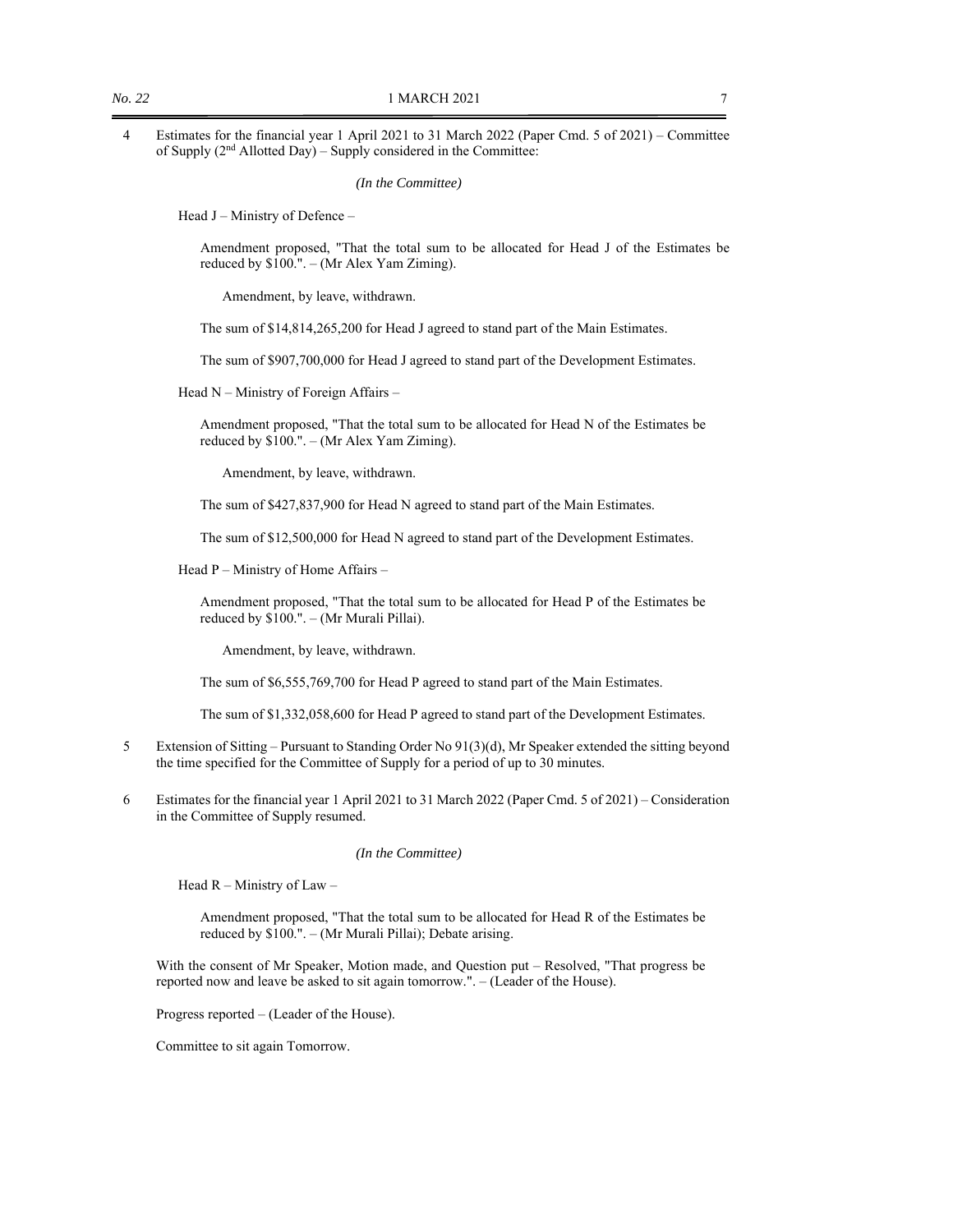4 Estimates for the financial year 1 April 2021 to 31 March 2022 (Paper Cmd. 5 of 2021) – Committee of Supply (2nd Allotted Day) – Supply considered in the Committee:

*(In the Committee)*

Head J – Ministry of Defence –

Amendment proposed, "That the total sum to be allocated for Head J of the Estimates be reduced by $100.". – (Mr Alex Yam Ziming).

Amendment, by leave, withdrawn.

The sum of $14,814,265,200 for Head J agreed to stand part of the Main Estimates.

The sum of $907,700,000 for Head J agreed to stand part of the Development Estimates.

Head N – Ministry of Foreign Affairs –

Amendment proposed, "That the total sum to be allocated for Head N of the Estimates be reduced by $100.". – (Mr Alex Yam Ziming).

Amendment, by leave, withdrawn.

The sum of $427,837,900 for Head N agreed to stand part of the Main Estimates.

The sum of $12,500,000 for Head N agreed to stand part of the Development Estimates.

Head P – Ministry of Home Affairs –

Amendment proposed, "That the total sum to be allocated for Head P of the Estimates be reduced by $100.". – (Mr Murali Pillai).

Amendment, by leave, withdrawn.

The sum of $6,555,769,700 for Head P agreed to stand part of the Main Estimates.

The sum of $1,332,058,600 for Head P agreed to stand part of the Development Estimates.

5 Extension of Sitting – Pursuant to Standing Order No 91(3)(d), Mr Speaker extended the sitting beyond the time specified for the Committee of Supply for a period of up to 30 minutes.

6 Estimates for the financial year 1 April 2021 to 31 March 2022 (Paper Cmd. 5 of 2021) – Consideration in the Committee of Supply resumed.

*(In the Committee)*

Head R – Ministry of Law –

Amendment proposed, "That the total sum to be allocated for Head R of the Estimates be reduced by $100.". – (Mr Murali Pillai); Debate arising.

With the consent of Mr Speaker, Motion made, and Question put – Resolved, "That progress be reported now and leave be asked to sit again tomorrow.". – (Leader of the House).

Progress reported – (Leader of the House).

Committee to sit again Tomorrow.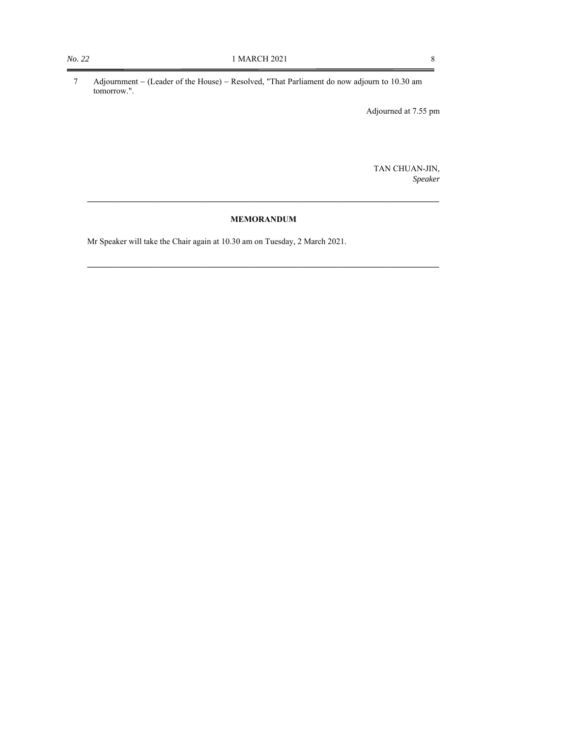7 Adjournment – (Leader of the House) – Resolved, "That Parliament do now adjourn to 10.30 am tomorrow.".

Adjourned at 7.55 pm

TAN CHUAN-JIN,
*Speaker*

---

**MEMORANDUM**

Mr Speaker will take the Chair again at 10.30 am on Tuesday, 2 March 2021.

---